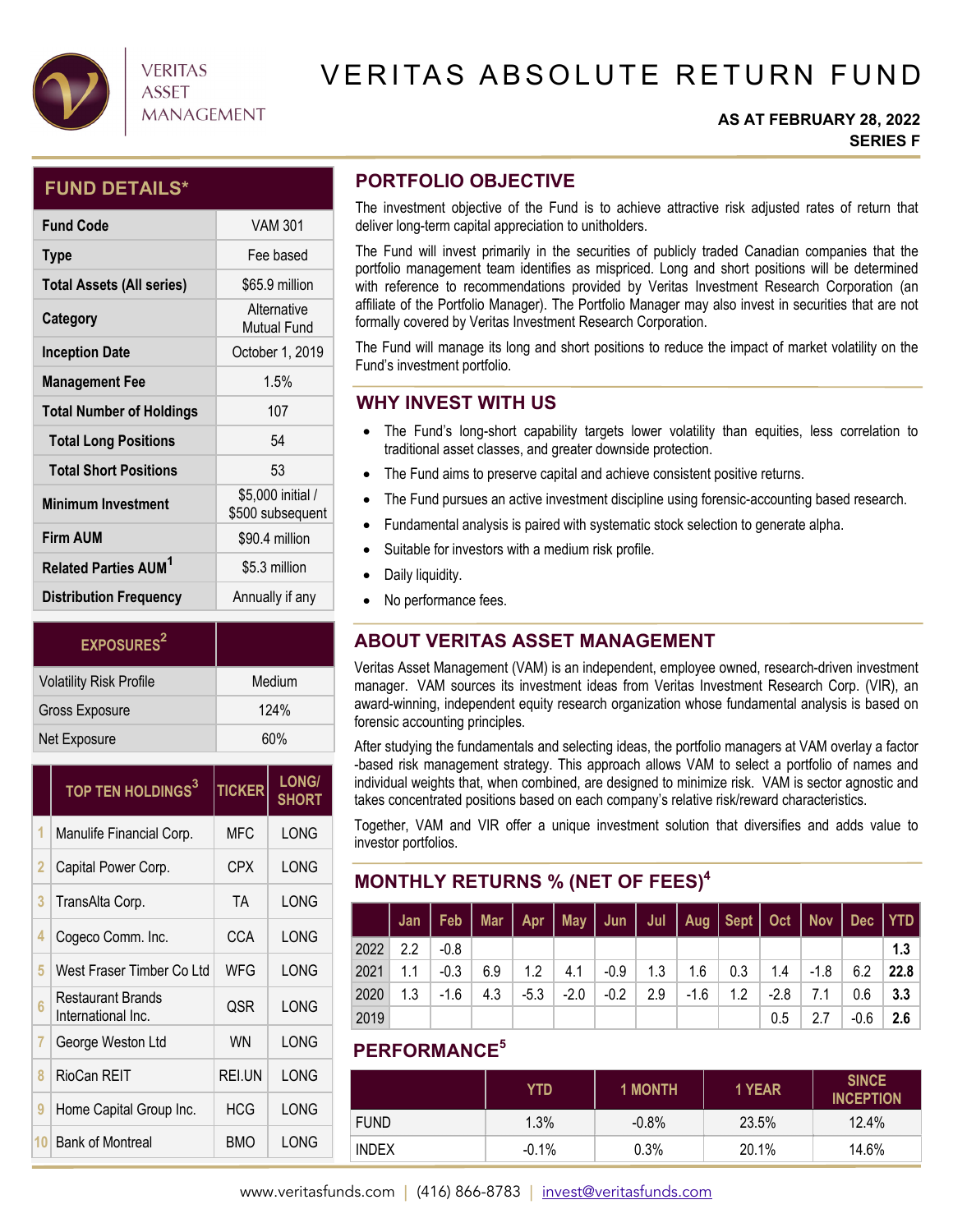# VERITAS ABSOLUTE RETURN FUND

VERITAS ASSET MANAGEMENT

**AS AT FEBRUARY 28, 2022**
**SERIES F**

## FUND DETAILS*

| | |
|---|---|
| **Fund Code** | VAM 301 |
| **Type** | Fee based |
| **Total Assets (All series)** | $65.9 million |
| **Category** | Alternative Mutual Fund |
| **Inception Date** | October 1, 2019 |
| **Management Fee** | 1.5% |
| **Total Number of Holdings** | 107 |
| **Total Long Positions** | 54 |
| **Total Short Positions** | 53 |
| **Minimum Investment** | $5,000 initial / $500 subsequent |
| **Firm AUM** | $90.4 million |
| **Related Parties AUM[1]** | $5.3 million |
| **Distribution Frequency** | Annually if any |

| EXPOSURES[2] | |
|---|---|
| Volatility Risk Profile | Medium |
| Gross Exposure | 124% |
| Net Exposure | 60% |

| | TOP TEN HOLDINGS[3] | TICKER | LONG/ SHORT |
|---|---|---|---|
| 1 | Manulife Financial Corp. | MFC | LONG |
| 2 | Capital Power Corp. | CPX | LONG |
| 3 | TransAlta Corp. | TA | LONG |
| 4 | Cogeco Comm. Inc. | CCA | LONG |
| 5 | West Fraser Timber Co Ltd | WFG | LONG |
| 6 | Restaurant Brands International Inc. | QSR | LONG |
| 7 | George Weston Ltd | WN | LONG |
| 8 | RioCan REIT | REI.UN | LONG |
| 9 | Home Capital Group Inc. | HCG | LONG |
| 10 | Bank of Montreal | BMO | LONG |

## PORTFOLIO OBJECTIVE

The investment objective of the Fund is to achieve attractive risk adjusted rates of return that deliver long-term capital appreciation to unitholders.

The Fund will invest primarily in the securities of publicly traded Canadian companies that the portfolio management team identifies as mispriced. Long and short positions will be determined with reference to recommendations provided by Veritas Investment Research Corporation (an affiliate of the Portfolio Manager). The Portfolio Manager may also invest in securities that are not formally covered by Veritas Investment Research Corporation.

The Fund will manage its long and short positions to reduce the impact of market volatility on the Fund's investment portfolio.

## WHY INVEST WITH US

- The Fund's long-short capability targets lower volatility than equities, less correlation to traditional asset classes, and greater downside protection.
- The Fund aims to preserve capital and achieve consistent positive returns.
- The Fund pursues an active investment discipline using forensic-accounting based research.
- Fundamental analysis is paired with systematic stock selection to generate alpha.
- Suitable for investors with a medium risk profile.
- Daily liquidity.
- No performance fees.

## ABOUT VERITAS ASSET MANAGEMENT

Veritas Asset Management (VAM) is an independent, employee owned, research-driven investment manager. VAM sources its investment ideas from Veritas Investment Research Corp. (VIR), an award-winning, independent equity research organization whose fundamental analysis is based on forensic accounting principles.

After studying the fundamentals and selecting ideas, the portfolio managers at VAM overlay a factor -based risk management strategy. This approach allows VAM to select a portfolio of names and individual weights that, when combined, are designed to minimize risk. VAM is sector agnostic and takes concentrated positions based on each company's relative risk/reward characteristics.

Together, VAM and VIR offer a unique investment solution that diversifies and adds value to investor portfolios.

## MONTHLY RETURNS % (NET OF FEES)[4]

| | Jan | Feb | Mar | Apr | May | Jun | Jul | Aug | Sept | Oct | Nov | Dec | YTD |
|---|---|---|---|---|---|---|---|---|---|---|---|---|---|
| 2022 | 2.2 | -0.8 | | | | | | | | | | | **1.3** |
| 2021 | 1.1 | -0.3 | 6.9 | 1.2 | 4.1 | -0.9 | 1.3 | 1.6 | 0.3 | 1.4 | -1.8 | 6.2 | **22.8** |
| 2020 | 1.3 | -1.6 | 4.3 | -5.3 | -2.0 | -0.2 | 2.9 | -1.6 | 1.2 | -2.8 | 7.1 | 0.6 | **3.3** |
| 2019 | | | | | | | | | | 0.5 | 2.7 | -0.6 | **2.6** |

## PERFORMANCE[5]

| | YTD | 1 MONTH | 1 YEAR | SINCE INCEPTION |
|---|---|---|---|---|
| FUND | 1.3% | -0.8% | 23.5% | 12.4% |
| INDEX | -0.1% | 0.3% | 20.1% | 14.6% |

www.veritasfunds.com | (416) 866-8783 | invest@veritasfunds.com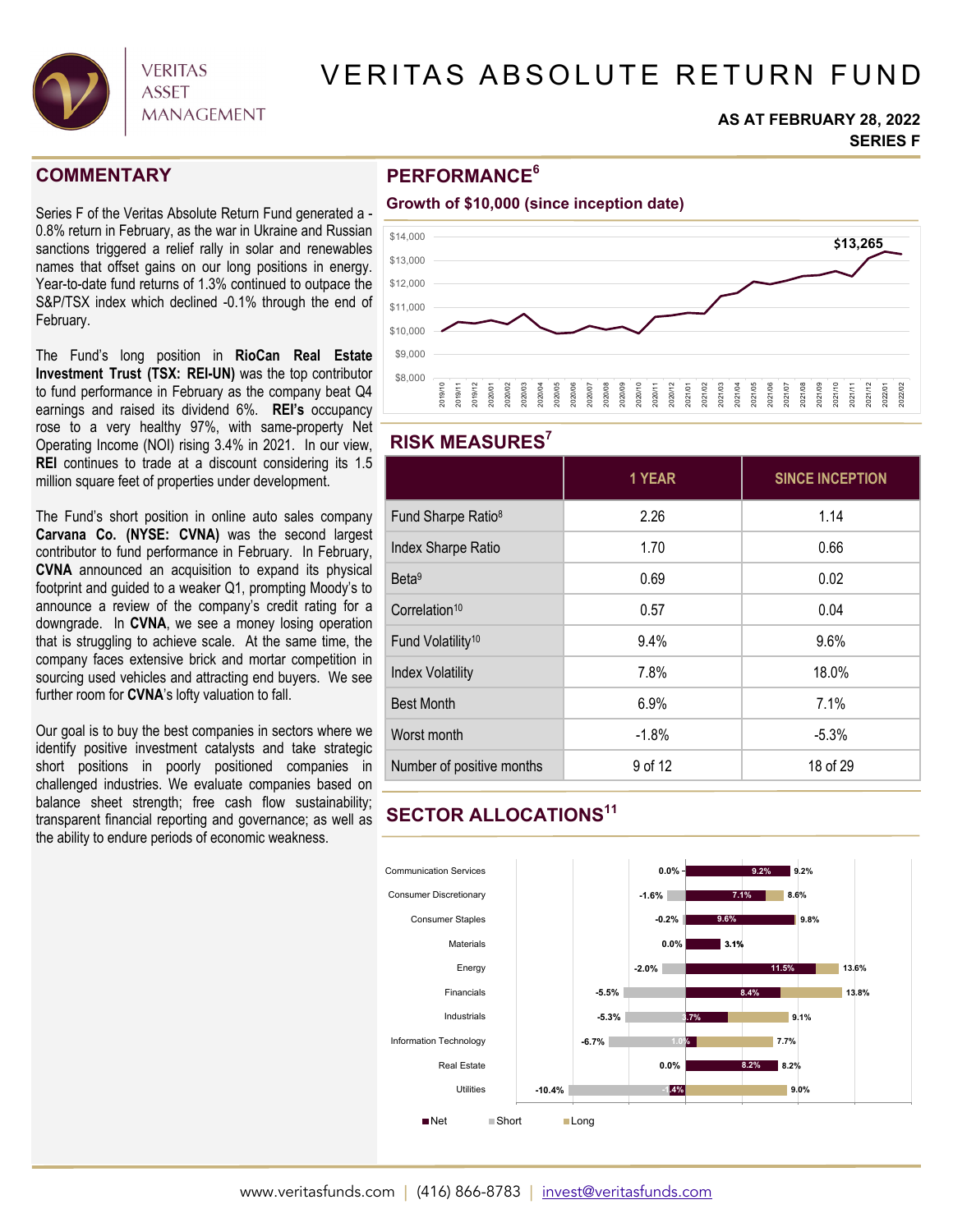# VERITAS ABSOLUTE RETURN FUND

**AS AT FEBRUARY 28, 2022**
**SERIES F**

## COMMENTARY

Series F of the Veritas Absolute Return Fund generated a -0.8% return in February, as the war in Ukraine and Russian sanctions triggered a relief rally in solar and renewables names that offset gains on our long positions in energy. Year-to-date fund returns of 1.3% continued to outpace the S&P/TSX index which declined -0.1% through the end of February.

The Fund's long position in **RioCan Real Estate Investment Trust (TSX: REI-UN)** was the top contributor to fund performance in February as the company beat Q4 earnings and raised its dividend 6%. **REI's** occupancy rose to a very healthy 97%, with same-property Net Operating Income (NOI) rising 3.4% in 2021. In our view, **REI** continues to trade at a discount considering its 1.5 million square feet of properties under development.

The Fund's short position in online auto sales company **Carvana Co. (NYSE: CVNA)** was the second largest contributor to fund performance in February. In February, **CVNA** announced an acquisition to expand its physical footprint and guided to a weaker Q1, prompting Moody's to announce a review of the company's credit rating for a downgrade. In **CVNA**, we see a money losing operation that is struggling to achieve scale. At the same time, the company faces extensive brick and mortar competition in sourcing used vehicles and attracting end buyers. We see further room for **CVNA**'s lofty valuation to fall.

Our goal is to buy the best companies in sectors where we identify positive investment catalysts and take strategic short positions in poorly positioned companies in challenged industries. We evaluate companies based on balance sheet strength; free cash flow sustainability; transparent financial reporting and governance; as well as the ability to endure periods of economic weakness.

## PERFORMANCE[6]

### Growth of $10,000 (since inception date)

$13,265

## RISK MEASURES[7]

| | 1 YEAR | SINCE INCEPTION |
|---|---|---|
| Fund Sharpe Ratio[8] | 2.26 | 1.14 |
| Index Sharpe Ratio | 1.70 | 0.66 |
| Beta[9] | 0.69 | 0.02 |
| Correlation[10] | 0.57 | 0.04 |
| Fund Volatility[10] | 9.4% | 9.6% |
| Index Volatility | 7.8% | 18.0% |
| Best Month | 6.9% | 7.1% |
| Worst month | -1.8% | -5.3% |
| Number of positive months | 9 of 12 | 18 of 29 |

## SECTOR ALLOCATIONS[11]

| Sector | Short | Net | Long |
|---|---|---|---|
| Communication Services | 0.0% | 9.2% | 9.2% |
| Consumer Discretionary | -1.6% | 7.1% | 8.6% |
| Consumer Staples | -0.2% | 9.6% | 9.8% |
| Materials | 0.0% | 3.1% | 3.1% |
| Energy | -2.0% | 11.5% | 13.6% |
| Financials | -5.5% | 8.4% | 13.8% |
| Industrials | -5.3% | 3.7% | 9.1% |
| Information Technology | -6.7% | 1.0% | 7.7% |
| Real Estate | 0.0% | 8.2% | 8.2% |
| Utilities | -10.4% | -1.4% | 9.0% |

www.veritasfunds.com | (416) 866-8783 | invest@veritasfunds.com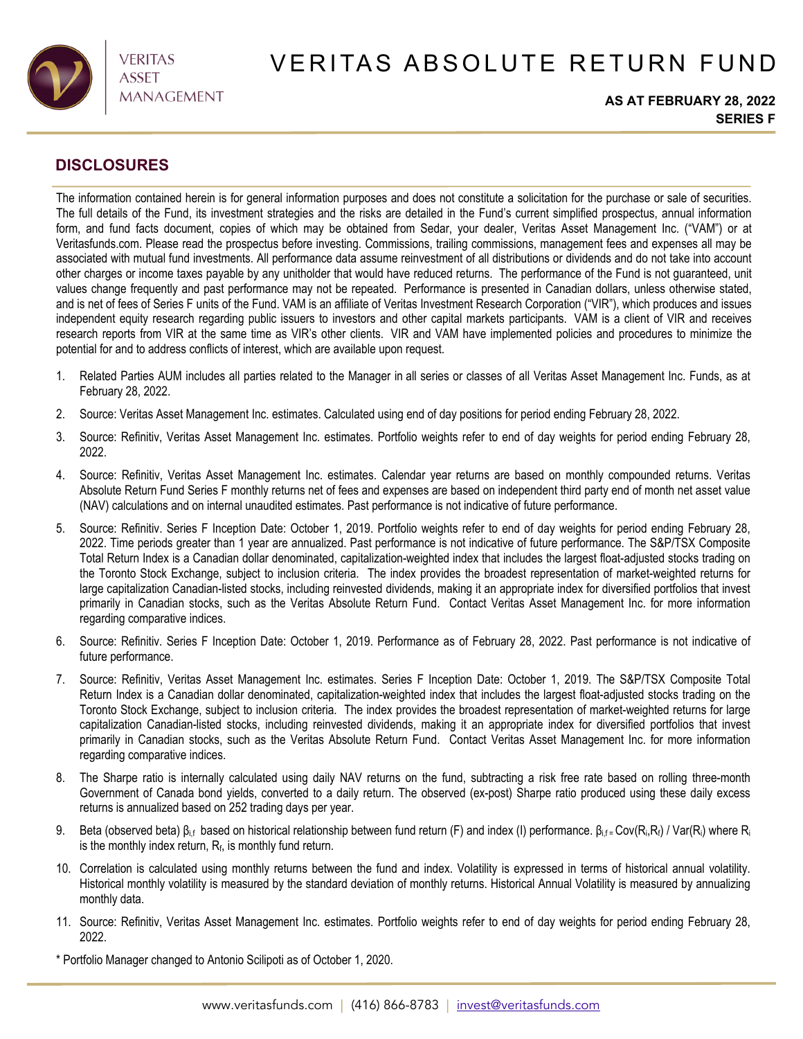# VERITAS ABSOLUTE RETURN FUND

**AS AT FEBRUARY 28, 2022**
**SERIES F**

## DISCLOSURES

The information contained herein is for general information purposes and does not constitute a solicitation for the purchase or sale of securities. The full details of the Fund, its investment strategies and the risks are detailed in the Fund's current simplified prospectus, annual information form, and fund facts document, copies of which may be obtained from Sedar, your dealer, Veritas Asset Management Inc. ("VAM") or at Veritasfunds.com. Please read the prospectus before investing. Commissions, trailing commissions, management fees and expenses all may be associated with mutual fund investments. All performance data assume reinvestment of all distributions or dividends and do not take into account other charges or income taxes payable by any unitholder that would have reduced returns. The performance of the Fund is not guaranteed, unit values change frequently and past performance may not be repeated. Performance is presented in Canadian dollars, unless otherwise stated, and is net of fees of Series F units of the Fund. VAM is an affiliate of Veritas Investment Research Corporation ("VIR"), which produces and issues independent equity research regarding public issuers to investors and other capital markets participants. VAM is a client of VIR and receives research reports from VIR at the same time as VIR's other clients. VIR and VAM have implemented policies and procedures to minimize the potential for and to address conflicts of interest, which are available upon request.

1. Related Parties AUM includes all parties related to the Manager in all series or classes of all Veritas Asset Management Inc. Funds, as at February 28, 2022.
2. Source: Veritas Asset Management Inc. estimates. Calculated using end of day positions for period ending February 28, 2022.
3. Source: Refinitiv, Veritas Asset Management Inc. estimates. Portfolio weights refer to end of day weights for period ending February 28, 2022.
4. Source: Refinitiv, Veritas Asset Management Inc. estimates. Calendar year returns are based on monthly compounded returns. Veritas Absolute Return Fund Series F monthly returns net of fees and expenses are based on independent third party end of month net asset value (NAV) calculations and on internal unaudited estimates. Past performance is not indicative of future performance.
5. Source: Refinitiv. Series F Inception Date: October 1, 2019. Portfolio weights refer to end of day weights for period ending February 28, 2022. Time periods greater than 1 year are annualized. Past performance is not indicative of future performance. The S&P/TSX Composite Total Return Index is a Canadian dollar denominated, capitalization-weighted index that includes the largest float-adjusted stocks trading on the Toronto Stock Exchange, subject to inclusion criteria. The index provides the broadest representation of market-weighted returns for large capitalization Canadian-listed stocks, including reinvested dividends, making it an appropriate index for diversified portfolios that invest primarily in Canadian stocks, such as the Veritas Absolute Return Fund. Contact Veritas Asset Management Inc. for more information regarding comparative indices.
6. Source: Refinitiv. Series F Inception Date: October 1, 2019. Performance as of February 28, 2022. Past performance is not indicative of future performance.
7. Source: Refinitiv, Veritas Asset Management Inc. estimates. Series F Inception Date: October 1, 2019. The S&P/TSX Composite Total Return Index is a Canadian dollar denominated, capitalization-weighted index that includes the largest float-adjusted stocks trading on the Toronto Stock Exchange, subject to inclusion criteria. The index provides the broadest representation of market-weighted returns for large capitalization Canadian-listed stocks, including reinvested dividends, making it an appropriate index for diversified portfolios that invest primarily in Canadian stocks, such as the Veritas Absolute Return Fund. Contact Veritas Asset Management Inc. for more information regarding comparative indices.
8. The Sharpe ratio is internally calculated using daily NAV returns on the fund, subtracting a risk free rate based on rolling three-month Government of Canada bond yields, converted to a daily return. The observed (ex-post) Sharpe ratio produced using these daily excess returns is annualized based on 252 trading days per year.
9. Beta (observed beta) $\beta_{i,f}$ based on historical relationship between fund return (F) and index (I) performance. $\beta_{i,f} = Cov(R_i,R_f) / Var(R_i)$ where $R_i$ is the monthly index return, $R_f$, is monthly fund return.
10. Correlation is calculated using monthly returns between the fund and index. Volatility is expressed in terms of historical annual volatility. Historical monthly volatility is measured by the standard deviation of monthly returns. Historical Annual Volatility is measured by annualizing monthly data.
11. Source: Refinitiv, Veritas Asset Management Inc. estimates. Portfolio weights refer to end of day weights for period ending February 28, 2022.

\* Portfolio Manager changed to Antonio Scilipoti as of October 1, 2020.

www.veritasfunds.com | (416) 866-8783 | invest@veritasfunds.com